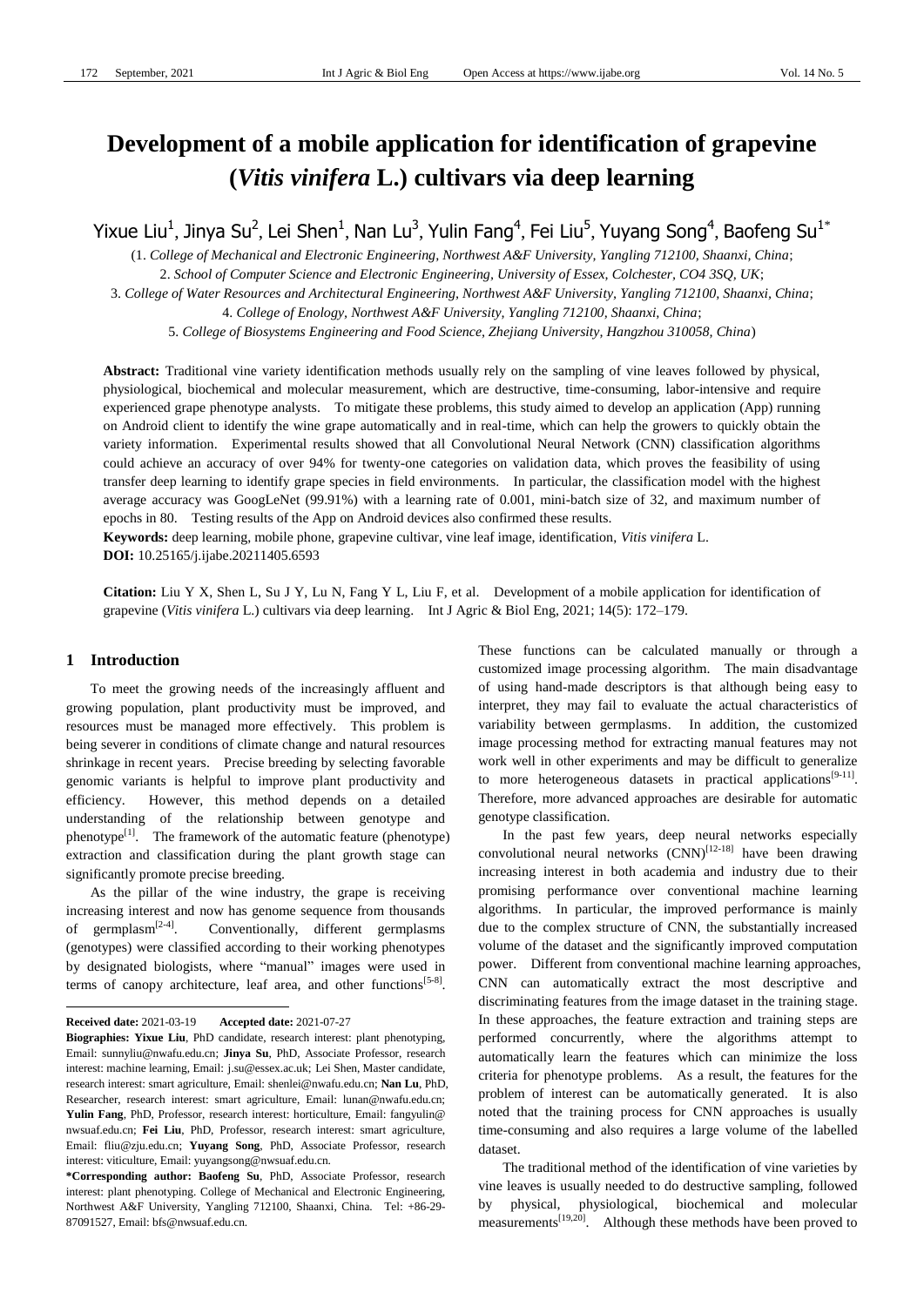# Development of a mobile application for identification of grapevine (*Vitis vinifera* L.) cultivars via deep learning

Yixue Liu[1], Jinya Su[2], Lei Shen[1], Nan Lu[3], Yulin Fang[4], Fei Liu[5], Yuyang Song[4], Baofeng Su[1*]

(1. *College of Mechanical and Electronic Engineering, Northwest A&F University, Yangling 712100, Shaanxi, China*;
2. *School of Computer Science and Electronic Engineering, University of Essex, Colchester, CO4 3SQ, UK*;
3. *College of Water Resources and Architectural Engineering, Northwest A&F University, Yangling 712100, Shaanxi, China*;
4. *College of Enology, Northwest A&F University, Yangling 712100, Shaanxi, China*;
5. *College of Biosystems Engineering and Food Science, Zhejiang University, Hangzhou 310058, China*)

**Abstract:** Traditional vine variety identification methods usually rely on the sampling of vine leaves followed by physical, physiological, biochemical and molecular measurement, which are destructive, time-consuming, labor-intensive and require experienced grape phenotype analysts. To mitigate these problems, this study aimed to develop an application (App) running on Android client to identify the wine grape automatically and in real-time, which can help the growers to quickly obtain the variety information. Experimental results showed that all Convolutional Neural Network (CNN) classification algorithms could achieve an accuracy of over 94% for twenty-one categories on validation data, which proves the feasibility of using transfer deep learning to identify grape species in field environments. In particular, the classification model with the highest average accuracy was GoogLeNet (99.91%) with a learning rate of 0.001, mini-batch size of 32, and maximum number of epochs in 80. Testing results of the App on Android devices also confirmed these results.

**Keywords:** deep learning, mobile phone, grapevine cultivar, vine leaf image, identification, *Vitis vinifera* L.

**DOI:** 10.25165/j.ijabe.20211405.6593

**Citation:** Liu Y X, Shen L, Su J Y, Lu N, Fang Y L, Liu F, et al. Development of a mobile application for identification of grapevine (*Vitis vinifera* L.) cultivars via deep learning. Int J Agric & Biol Eng, 2021; 14(5): 172–179.

## 1 Introduction

To meet the growing needs of the increasingly affluent and growing population, plant productivity must be improved, and resources must be managed more effectively. This problem is being severer in conditions of climate change and natural resources shrinkage in recent years. Precise breeding by selecting favorable genomic variants is helpful to improve plant productivity and efficiency. However, this method depends on a detailed understanding of the relationship between genotype and phenotype[1]. The framework of the automatic feature (phenotype) extraction and classification during the plant growth stage can significantly promote precise breeding.

As the pillar of the wine industry, the grape is receiving increasing interest and now has genome sequence from thousands of germplasm[2-4]. Conventionally, different germplasms (genotypes) were classified according to their working phenotypes by designated biologists, where "manual" images were used in terms of canopy architecture, leaf area, and other functions[5-8]. These functions can be calculated manually or through a customized image processing algorithm. The main disadvantage of using hand-made descriptors is that although being easy to interpret, they may fail to evaluate the actual characteristics of variability between germplasms. In addition, the customized image processing method for extracting manual features may not work well in other experiments and may be difficult to generalize to more heterogeneous datasets in practical applications[9-11]. Therefore, more advanced approaches are desirable for automatic genotype classification.

In the past few years, deep neural networks especially convolutional neural networks (CNN)[12-18] have been drawing increasing interest in both academia and industry due to their promising performance over conventional machine learning algorithms. In particular, the improved performance is mainly due to the complex structure of CNN, the substantially increased volume of the dataset and the significantly improved computation power. Different from conventional machine learning approaches, CNN can automatically extract the most descriptive and discriminating features from the image dataset in the training stage. In these approaches, the feature extraction and training steps are performed concurrently, where the algorithms attempt to automatically learn the features which can minimize the loss criteria for phenotype problems. As a result, the features for the problem of interest can be automatically generated. It is also noted that the training process for CNN approaches is usually time-consuming and also requires a large volume of the labelled dataset.

The traditional method of the identification of vine varieties by vine leaves is usually needed to do destructive sampling, followed by physical, physiological, biochemical and molecular measurements[19,20]. Although these methods have been proved to

---

**Received date:** 2021-03-19 **Accepted date:** 2021-07-27

**Biographies: Yixue Liu**, PhD candidate, research interest: plant phenotyping, Email: sunnyliu@nwafu.edu.cn; **Jinya Su**, PhD, Associate Professor, research interest: machine learning, Email: j.su@essex.ac.uk; Lei Shen, Master candidate, research interest: smart agriculture, Email: shenlei@nwafu.edu.cn; **Nan Lu**, PhD, Researcher, research interest: smart agriculture, Email: lunan@nwafu.edu.cn; **Yulin Fang**, PhD, Professor, research interest: horticulture, Email: fangyulin@nwsuaf.edu.cn; **Fei Liu**, PhD, Professor, research interest: smart agriculture, Email: fliu@zju.edu.cn; **Yuyang Song**, PhD, Associate Professor, research interest: viticulture, Email: yuyangsong@nwsuaf.edu.cn.

**\*Corresponding author: Baofeng Su**, PhD, Associate Professor, research interest: plant phenotyping. College of Mechanical and Electronic Engineering, Northwest A&F University, Yangling 712100, Shaanxi, China. Tel: +86-29-87091527, Email: bfs@nwsuaf.edu.cn.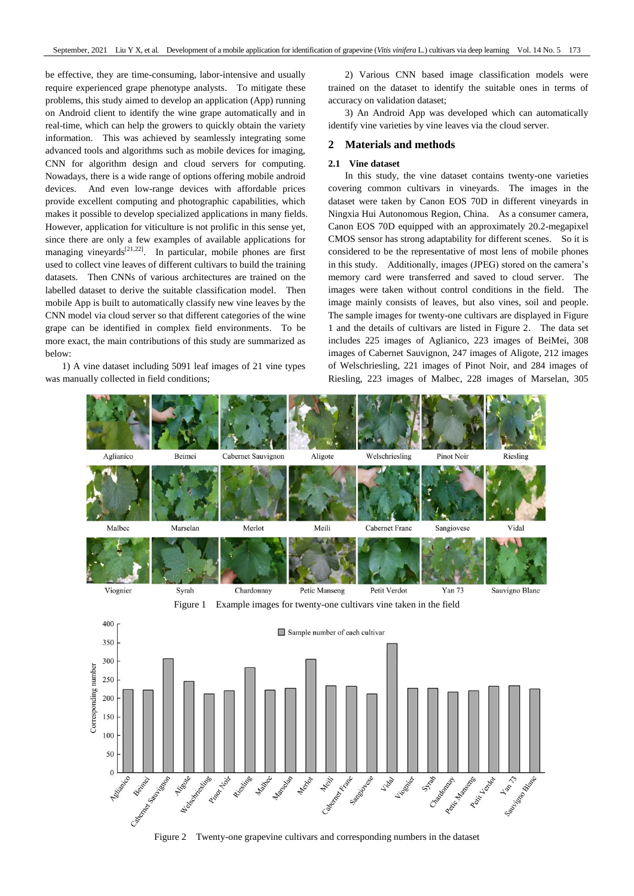be effective, they are time-consuming, labor-intensive and usually require experienced grape phenotype analysts. To mitigate these problems, this study aimed to develop an application (App) running on Android client to identify the wine grape automatically and in real-time, which can help the growers to quickly obtain the variety information. This was achieved by seamlessly integrating some advanced tools and algorithms such as mobile devices for imaging, CNN for algorithm design and cloud servers for computing. Nowadays, there is a wide range of options offering mobile android devices. And even low-range devices with affordable prices provide excellent computing and photographic capabilities, which makes it possible to develop specialized applications in many fields. However, application for viticulture is not prolific in this sense yet, since there are only a few examples of available applications for managing vineyards[21,22]. In particular, mobile phones are first used to collect vine leaves of different cultivars to build the training datasets. Then CNNs of various architectures are trained on the labelled dataset to derive the suitable classification model. Then mobile App is built to automatically classify new vine leaves by the CNN model via cloud server so that different categories of the wine grape can be identified in complex field environments. To be more exact, the main contributions of this study are summarized as below:

1) A vine dataset including 5091 leaf images of 21 vine types was manually collected in field conditions;

2) Various CNN based image classification models were trained on the dataset to identify the suitable ones in terms of accuracy on validation dataset;

3) An Android App was developed which can automatically identify vine varieties by vine leaves via the cloud server.

## 2 Materials and methods

### 2.1 Vine dataset

In this study, the vine dataset contains twenty-one varieties covering common cultivars in vineyards. The images in the dataset were taken by Canon EOS 70D in different vineyards in Ningxia Hui Autonomous Region, China. As a consumer camera, Canon EOS 70D equipped with an approximately 20.2-megapixel CMOS sensor has strong adaptability for different scenes. So it is considered to be the representative of most lens of mobile phones in this study. Additionally, images (JPEG) stored on the camera's memory card were transferred and saved to cloud server. The images were taken without control conditions in the field. The image mainly consists of leaves, but also vines, soil and people. The sample images for twenty-one cultivars are displayed in Figure 1 and the details of cultivars are listed in Figure 2. The data set includes 225 images of Aglianico, 223 images of BeiMei, 308 images of Cabernet Sauvignon, 247 images of Aligote, 212 images of Welschriesling, 221 images of Pinot Noir, and 284 images of Riesling, 223 images of Malbec, 228 images of Marselan, 305

Figure 1 Example images for twenty-one cultivars vine taken in the field

Figure 2 Twenty-one grapevine cultivars and corresponding numbers in the dataset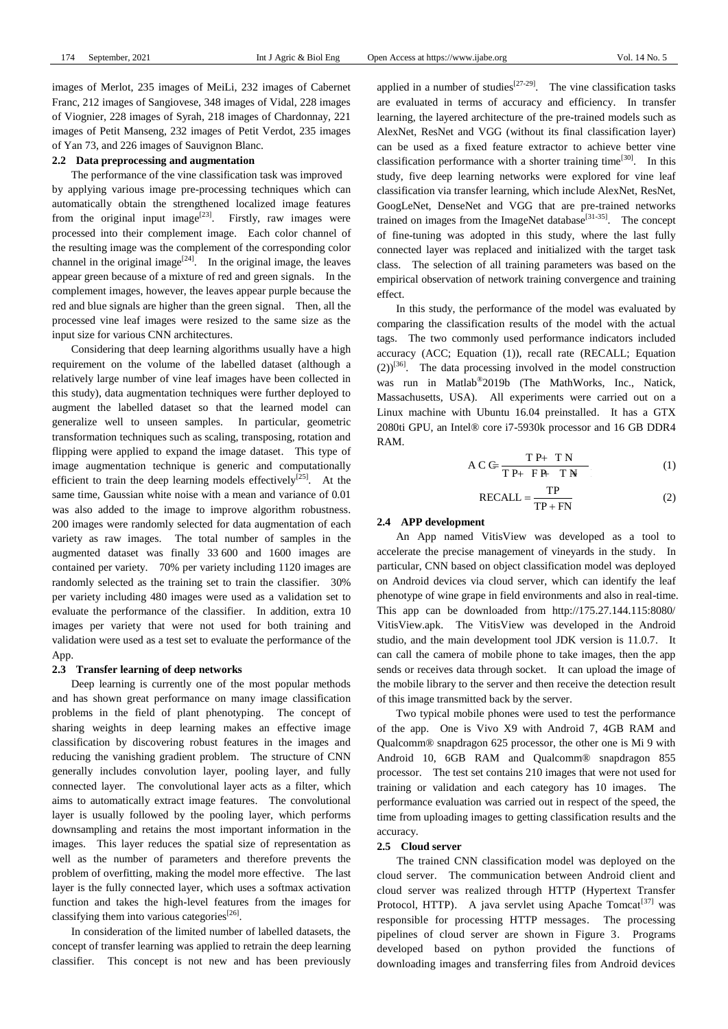images of Merlot, 235 images of MeiLi, 232 images of Cabernet Franc, 212 images of Sangiovese, 348 images of Vidal, 228 images of Viognier, 228 images of Syrah, 218 images of Chardonnay, 221 images of Petit Manseng, 232 images of Petit Verdot, 235 images of Yan 73, and 226 images of Sauvignon Blanc.

### 2.2 Data preprocessing and augmentation

The performance of the vine classification task was improved by applying various image pre-processing techniques which can automatically obtain the strengthened localized image features from the original input image[23]. Firstly, raw images were processed into their complement image. Each color channel of the resulting image was the complement of the corresponding color channel in the original image[24]. In the original image, the leaves appear green because of a mixture of red and green signals. In the complement images, however, the leaves appear purple because the red and blue signals are higher than the green signal. Then, all the processed vine leaf images were resized to the same size as the input size for various CNN architectures.

Considering that deep learning algorithms usually have a high requirement on the volume of the labelled dataset (although a relatively large number of vine leaf images have been collected in this study), data augmentation techniques were further deployed to augment the labelled dataset so that the learned model can generalize well to unseen samples. In particular, geometric transformation techniques such as scaling, transposing, rotation and flipping were applied to expand the image dataset. This type of image augmentation technique is generic and computationally efficient to train the deep learning models effectively[25]. At the same time, Gaussian white noise with a mean and variance of 0.01 was also added to the image to improve algorithm robustness. 200 images were randomly selected for data augmentation of each variety as raw images. The total number of samples in the augmented dataset was finally 33 600 and 1600 images are contained per variety. 70% per variety including 1120 images are randomly selected as the training set to train the classifier. 30% per variety including 480 images were used as a validation set to evaluate the performance of the classifier. In addition, extra 10 images per variety that were not used for both training and validation were used as a test set to evaluate the performance of the App.

### 2.3 Transfer learning of deep networks

Deep learning is currently one of the most popular methods and has shown great performance on many image classification problems in the field of plant phenotyping. The concept of sharing weights in deep learning makes an effective image classification by discovering robust features in the images and reducing the vanishing gradient problem. The structure of CNN generally includes convolution layer, pooling layer, and fully connected layer. The convolutional layer acts as a filter, which aims to automatically extract image features. The convolutional layer is usually followed by the pooling layer, which performs downsampling and retains the most important information in the images. This layer reduces the spatial size of representation as well as the number of parameters and therefore prevents the problem of overfitting, making the model more effective. The last layer is the fully connected layer, which uses a softmax activation function and takes the high-level features from the images for classifying them into various categories[26].

In consideration of the limited number of labelled datasets, the concept of transfer learning was applied to retrain the deep learning classifier. This concept is not new and has been previously applied in a number of studies[27-29]. The vine classification tasks are evaluated in terms of accuracy and efficiency. In transfer learning, the layered architecture of the pre-trained models such as AlexNet, ResNet and VGG (without its final classification layer) can be used as a fixed feature extractor to achieve better vine classification performance with a shorter training time[30]. In this study, five deep learning networks were explored for vine leaf classification via transfer learning, which include AlexNet, ResNet, GoogLeNet, DenseNet and VGG that are pre-trained networks trained on images from the ImageNet database[31-35]. The concept of fine-tuning was adopted in this study, where the last fully connected layer was replaced and initialized with the target task class. The selection of all training parameters was based on the empirical observation of network training convergence and training effect.

In this study, the performance of the model was evaluated by comparing the classification results of the model with the actual tags. The two commonly used performance indicators included accuracy (ACC; Equation (1)), recall rate (RECALL; Equation (2))[36]. The data processing involved in the model construction was run in Matlab®2019b (The MathWorks, Inc., Natick, Massachusetts, USA). All experiments were carried out on a Linux machine with Ubuntu 16.04 preinstalled. It has a GTX 2080ti GPU, an Intel® core i7-5930k processor and 16 GB DDR4 RAM.

$$ACC = \frac{TP + TN}{TP + FP + TN} \tag{1}$$

$$RECALL = \frac{TP}{TP + FN} \tag{2}$$

### 2.4 APP development

An App named VitisView was developed as a tool to accelerate the precise management of vineyards in the study. In particular, CNN based on object classification model was deployed on Android devices via cloud server, which can identify the leaf phenotype of wine grape in field environments and also in real-time. This app can be downloaded from http://175.27.144.115:8080/VitisView.apk. The VitisView was developed in the Android studio, and the main development tool JDK version is 11.0.7. It can call the camera of mobile phone to take images, then the app sends or receives data through socket. It can upload the image of the mobile library to the server and then receive the detection result of this image transmitted back by the server.

Two typical mobile phones were used to test the performance of the app. One is Vivo X9 with Android 7, 4GB RAM and Qualcomm® snapdragon 625 processor, the other one is Mi 9 with Android 10, 6GB RAM and Qualcomm® snapdragon 855 processor. The test set contains 210 images that were not used for training or validation and each category has 10 images. The performance evaluation was carried out in respect of the speed, the time from uploading images to getting classification results and the accuracy.

### 2.5 Cloud server

The trained CNN classification model was deployed on the cloud server. The communication between Android client and cloud server was realized through HTTP (Hypertext Transfer Protocol, HTTP). A java servlet using Apache Tomcat[37] was responsible for processing HTTP messages. The processing pipelines of cloud server are shown in Figure 3. Programs developed based on python provided the functions of downloading images and transferring files from Android devices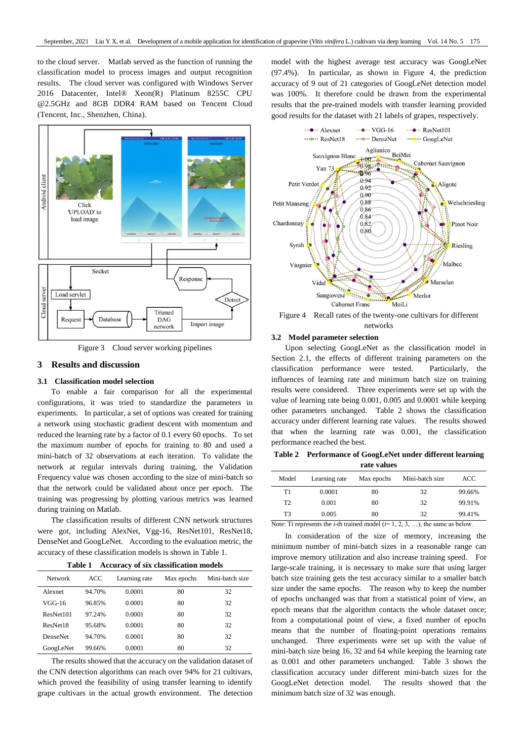to the cloud server. Matlab served as the function of running the classification model to process images and output recognition results. The cloud server was configured with Windows Server 2016 Datacenter, Intel® Xeon(R) Platinum 8255C CPU @2.5GHz and 8GB DDR4 RAM based on Tencent Cloud (Tencent, Inc., Shenzhen, China).

Figure 3 Cloud server working pipelines

## 3 Results and discussion

### 3.1 Classification model selection

To enable a fair comparison for all the experimental configurations, it was tried to standardize the parameters in experiments. In particular, a set of options was created for training a network using stochastic gradient descent with momentum and reduced the learning rate by a factor of 0.1 every 60 epochs. To set the maximum number of epochs for training to 80 and used a mini-batch of 32 observations at each iteration. To validate the network at regular intervals during training, the Validation Frequency value was chosen according to the size of mini-batch so that the network could be validated about once per epoch. The training was progressing by plotting various metrics was learned during training on Matlab.

The classification results of different CNN network structures were got, including AlexNet, Vgg-16, ResNet101, ResNet18, DenseNet and GoogLeNet. According to the evaluation metric, the accuracy of these classification models is shown in Table 1.

**Table 1 Accuracy of six classification models**

| Network | ACC | Learning rate | Max epochs | Mini-batch size |
|---|---|---|---|---|
| Alexnet | 94.70% | 0.0001 | 80 | 32 |
| VGG-16 | 96.85% | 0.0001 | 80 | 32 |
| ResNet101 | 97.24% | 0.0001 | 80 | 32 |
| ResNet18 | 95.68% | 0.0001 | 80 | 32 |
| DenseNet | 94.70% | 0.0001 | 80 | 32 |
| GoogLeNet | 99.66% | 0.0001 | 80 | 32 |

The results showed that the accuracy on the validation dataset of the CNN detection algorithms can reach over 94% for 21 cultivars, which proved the feasibility of using transfer learning to identify grape cultivars in the actual growth environment. The detection model with the highest average test accuracy was GoogLeNet (97.4%). In particular, as shown in Figure 4, the prediction accuracy of 9 out of 21 categories of GoogLeNet detection model was 100%. It therefore could be drawn from the experimental results that the pre-trained models with transfer learning provided good results for the dataset with 21 labels of grapes, respectively.

Figure 4 Recall rates of the twenty-one cultivars for different networks

### 3.2 Model parameter selection

Upon selecting GoogLeNet as the classification model in Section 2.1, the effects of different training parameters on the classification performance were tested. Particularly, the influences of learning rate and minimum batch size on training results were considered. Three experiments were set up with the value of learning rate being 0.001, 0.005 and 0.0001 while keeping other parameters unchanged. Table 2 shows the classification accuracy under different learning rate values. The results showed that when the learning rate was 0.001, the classification performance reached the best.

**Table 2 Performance of GoogLeNet under different learning rate values**

| Model | Learning rate | Max epochs | Mini-batch size | ACC |
|---|---|---|---|---|
| T1 | 0.0001 | 80 | 32 | 99.66% |
| T2 | 0.001 | 80 | 32 | 99.91% |
| T3 | 0.005 | 80 | 32 | 99.41% |

Note: T*i* represents the *i*-th trained model (*i*= 1, 2, 3, …), the same as below.

In consideration of the size of memory, increasing the minimum number of mini-batch sizes in a reasonable range can improve memory utilization and also increase training speed. For large-scale training, it is necessary to make sure that using larger batch size training gets the test accuracy similar to a smaller batch size under the same epochs. The reason why to keep the number of epochs unchanged was that from a statistical point of view, an epoch means that the algorithm contacts the whole dataset once; from a computational point of view, a fixed number of epochs means that the number of floating-point operations remains unchanged. Three experiments were set up with the value of mini-batch size being 16, 32 and 64 while keeping the learning rate as 0.001 and other parameters unchanged. Table 3 shows the classification accuracy under different mini-batch sizes for the GoogLeNet detection model. The results showed that the minimum batch size of 32 was enough.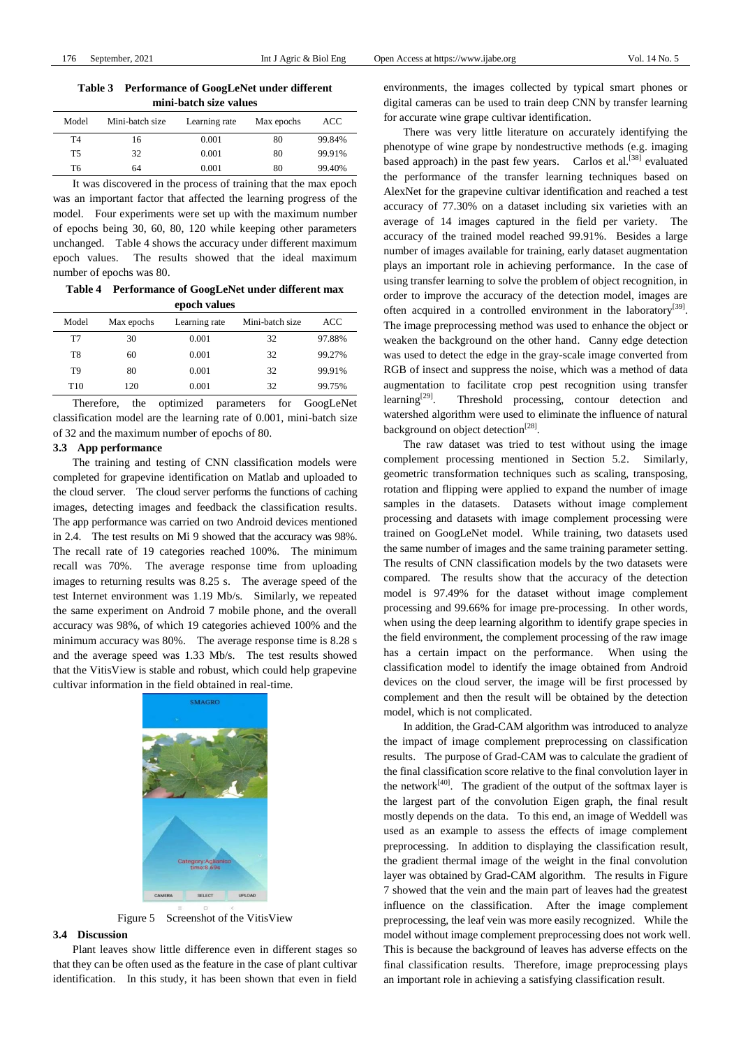**Table 3 Performance of GoogLeNet under different mini-batch size values**

| Model | Mini-batch size | Learning rate | Max epochs | ACC |
|---|---|---|---|---|
| T4 | 16 | 0.001 | 80 | 99.84% |
| T5 | 32 | 0.001 | 80 | 99.91% |
| T6 | 64 | 0.001 | 80 | 99.40% |

It was discovered in the process of training that the max epoch was an important factor that affected the learning progress of the model. Four experiments were set up with the maximum number of epochs being 30, 60, 80, 120 while keeping other parameters unchanged. Table 4 shows the accuracy under different maximum epoch values. The results showed that the ideal maximum number of epochs was 80.

**Table 4 Performance of GoogLeNet under different max epoch values**

| Model | Max epochs | Learning rate | Mini-batch size | ACC |
|---|---|---|---|---|
| T7 | 30 | 0.001 | 32 | 97.88% |
| T8 | 60 | 0.001 | 32 | 99.27% |
| T9 | 80 | 0.001 | 32 | 99.91% |
| T10 | 120 | 0.001 | 32 | 99.75% |

Therefore, the optimized parameters for GoogLeNet classification model are the learning rate of 0.001, mini-batch size of 32 and the maximum number of epochs of 80.

### 3.3 App performance

The training and testing of CNN classification models were completed for grapevine identification on Matlab and uploaded to the cloud server. The cloud server performs the functions of caching images, detecting images and feedback the classification results. The app performance was carried on two Android devices mentioned in 2.4. The test results on Mi 9 showed that the accuracy was 98%. The recall rate of 19 categories reached 100%. The minimum recall was 70%. The average response time from uploading images to returning results was 8.25 s. The average speed of the test Internet environment was 1.19 Mb/s. Similarly, we repeated the same experiment on Android 7 mobile phone, and the overall accuracy was 98%, of which 19 categories achieved 100% and the minimum accuracy was 80%. The average response time is 8.28 s and the average speed was 1.33 Mb/s. The test results showed that the VitisView is stable and robust, which could help grapevine cultivar information in the field obtained in real-time.

Figure 5 Screenshot of the VitisView

### 3.4 Discussion

Plant leaves show little difference even in different stages so that they can be often used as the feature in the case of plant cultivar identification. In this study, it has been shown that even in field environments, the images collected by typical smart phones or digital cameras can be used to train deep CNN by transfer learning for accurate wine grape cultivar identification.

There was very little literature on accurately identifying the phenotype of wine grape by nondestructive methods (e.g. imaging based approach) in the past few years. Carlos et al.[38] evaluated the performance of the transfer learning techniques based on AlexNet for the grapevine cultivar identification and reached a test accuracy of 77.30% on a dataset including six varieties with an average of 14 images captured in the field per variety. The accuracy of the trained model reached 99.91%. Besides a large number of images available for training, early dataset augmentation plays an important role in achieving performance. In the case of using transfer learning to solve the problem of object recognition, in order to improve the accuracy of the detection model, images are often acquired in a controlled environment in the laboratory[39]. The image preprocessing method was used to enhance the object or weaken the background on the other hand. Canny edge detection was used to detect the edge in the gray-scale image converted from RGB of insect and suppress the noise, which was a method of data augmentation to facilitate crop pest recognition using transfer learning[29]. Threshold processing, contour detection and watershed algorithm were used to eliminate the influence of natural background on object detection[28].

The raw dataset was tried to test without using the image complement processing mentioned in Section 5.2. Similarly, geometric transformation techniques such as scaling, transposing, rotation and flipping were applied to expand the number of image samples in the datasets. Datasets without image complement processing and datasets with image complement processing were trained on GoogLeNet model. While training, two datasets used the same number of images and the same training parameter setting. The results of CNN classification models by the two datasets were compared. The results show that the accuracy of the detection model is 97.49% for the dataset without image complement processing and 99.66% for image pre-processing. In other words, when using the deep learning algorithm to identify grape species in the field environment, the complement processing of the raw image has a certain impact on the performance. When using the classification model to identify the image obtained from Android devices on the cloud server, the image will be first processed by complement and then the result will be obtained by the detection model, which is not complicated.

In addition, the Grad-CAM algorithm was introduced to analyze the impact of image complement preprocessing on classification results. The purpose of Grad-CAM was to calculate the gradient of the final classification score relative to the final convolution layer in the network[40]. The gradient of the output of the softmax layer is the largest part of the convolution Eigen graph, the final result mostly depends on the data. To this end, an image of Weddell was used as an example to assess the effects of image complement preprocessing. In addition to displaying the classification result, the gradient thermal image of the weight in the final convolution layer was obtained by Grad-CAM algorithm. The results in Figure 7 showed that the vein and the main part of leaves had the greatest influence on the classification. After the image complement preprocessing, the leaf vein was more easily recognized. While the model without image complement preprocessing does not work well. This is because the background of leaves has adverse effects on the final classification results. Therefore, image preprocessing plays an important role in achieving a satisfying classification result.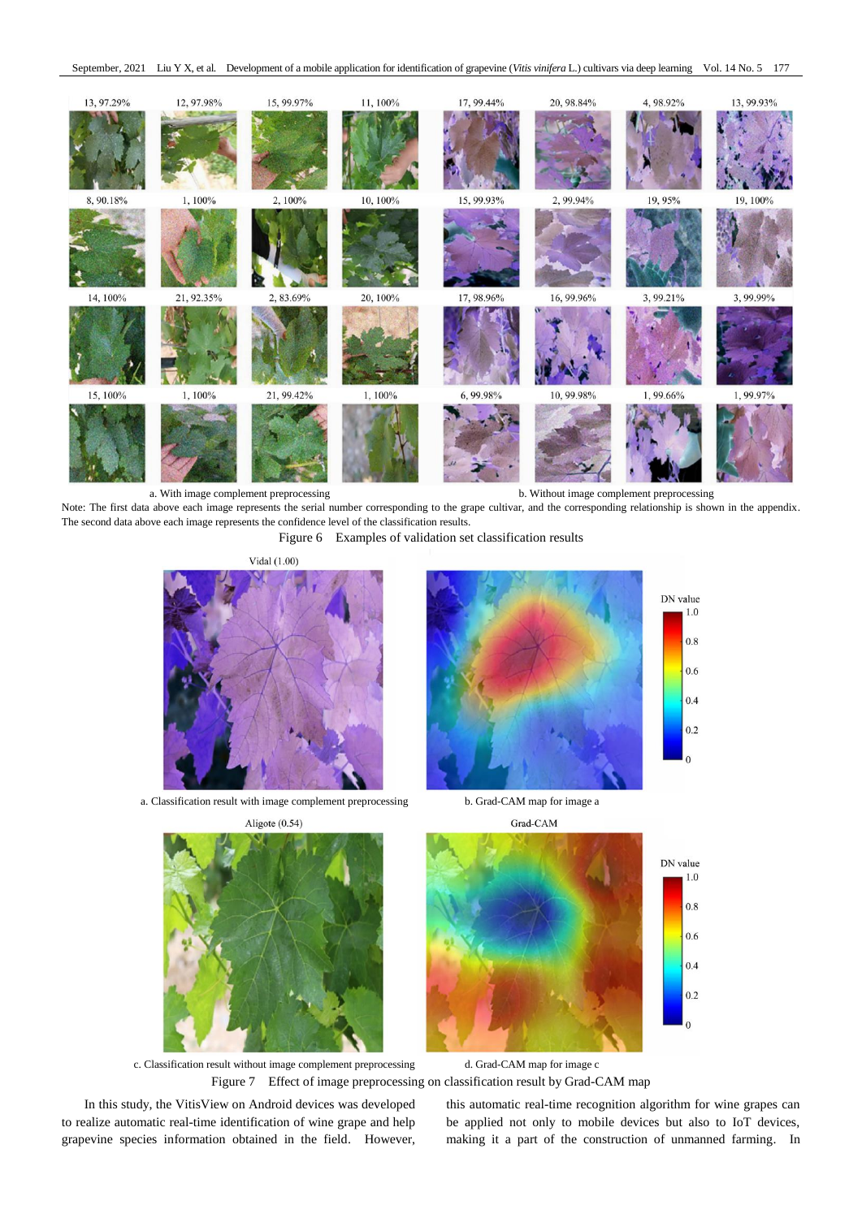a. With image complement preprocessing

b. Without image complement preprocessing

Note: The first data above each image represents the serial number corresponding to the grape cultivar, and the corresponding relationship is shown in the appendix. The second data above each image represents the confidence level of the classification results.

Figure 6 Examples of validation set classification results

a. Classification result with image complement preprocessing

b. Grad-CAM map for image a

c. Classification result without image complement preprocessing

d. Grad-CAM map for image c

Figure 7 Effect of image preprocessing on classification result by Grad-CAM map

In this study, the VitisView on Android devices was developed to realize automatic real-time identification of wine grape and help grapevine species information obtained in the field. However, this automatic real-time recognition algorithm for wine grapes can be applied not only to mobile devices but also to IoT devices, making it a part of the construction of unmanned farming. In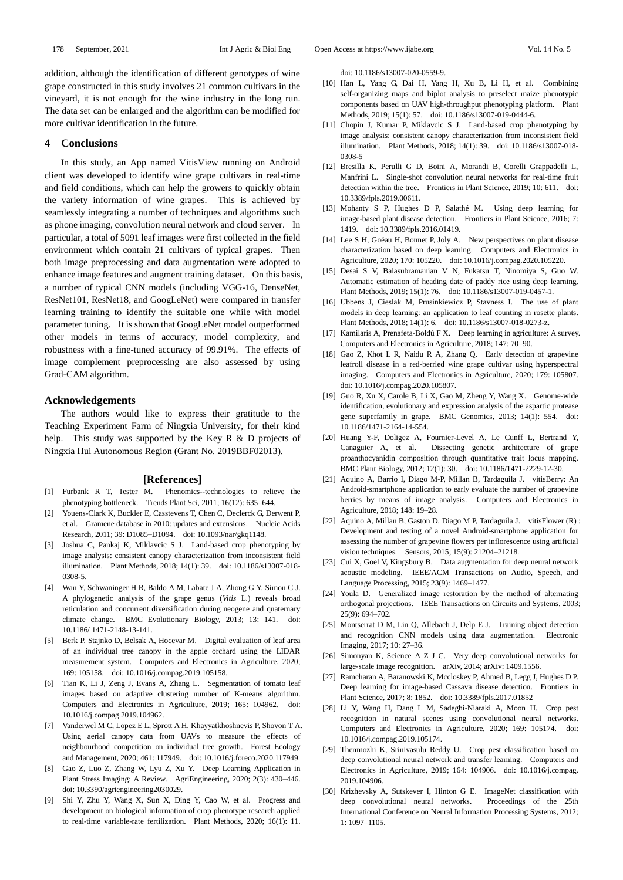addition, although the identification of different genotypes of wine grape constructed in this study involves 21 common cultivars in the vineyard, it is not enough for the wine industry in the long run. The data set can be enlarged and the algorithm can be modified for more cultivar identification in the future.

## 4 Conclusions

In this study, an App named VitisView running on Android client was developed to identify wine grape cultivars in real-time and field conditions, which can help the growers to quickly obtain the variety information of wine grapes. This is achieved by seamlessly integrating a number of techniques and algorithms such as phone imaging, convolution neural network and cloud server. In particular, a total of 5091 leaf images were first collected in the field environment which contain 21 cultivars of typical grapes. Then both image preprocessing and data augmentation were adopted to enhance image features and augment training dataset. On this basis, a number of typical CNN models (including VGG-16, DenseNet, ResNet101, ResNet18, and GoogLeNet) were compared in transfer learning training to identify the suitable one while with model parameter tuning. It is shown that GoogLeNet model outperformed other models in terms of accuracy, model complexity, and robustness with a fine-tuned accuracy of 99.91%. The effects of image complement preprocessing are also assessed by using Grad-CAM algorithm.

## Acknowledgements

The authors would like to express their gratitude to the Teaching Experiment Farm of Ningxia University, for their kind help. This study was supported by the Key R & D projects of Ningxia Hui Autonomous Region (Grant No. 2019BBF02013).

## [References]

[1] Furbank R T, Tester M. Phenomics--technologies to relieve the phenotyping bottleneck. Trends Plant Sci, 2011; 16(12): 635–644.

[2] Youens-Clark K, Buckler E, Casstevens T, Chen C, Declerck G, Derwent P, et al. Gramene database in 2010: updates and extensions. Nucleic Acids Research, 2011; 39: D1085–D1094. doi: 10.1093/nar/gkq1148.

[3] Joshua C, Pankaj K, Miklavcic S J. Land-based crop phenotyping by image analysis: consistent canopy characterization from inconsistent field illumination. Plant Methods, 2018; 14(1): 39. doi: 10.1186/s13007-018-0308-5.

[4] Wan Y, Schwaninger H R, Baldo A M, Labate J A, Zhong G Y, Simon C J. A phylogenetic analysis of the grape genus (*Vitis* L.) reveals broad reticulation and concurrent diversification during neogene and quaternary climate change. BMC Evolutionary Biology, 2013; 13: 141. doi: 10.1186/ 1471-2148-13-141.

[5] Berk P, Stajnko D, Belsak A, Hocevar M. Digital evaluation of leaf area of an individual tree canopy in the apple orchard using the LIDAR measurement system. Computers and Electronics in Agriculture, 2020; 169: 105158. doi: 10.1016/j.compag.2019.105158.

[6] Tian K, Li J, Zeng J, Evans A, Zhang L. Segmentation of tomato leaf images based on adaptive clustering number of K-means algorithm. Computers and Electronics in Agriculture, 2019; 165: 104962. doi: 10.1016/j.compag.2019.104962.

[7] Vanderwel M C, Lopez E L, Sprott A H, Khayyatkhoshnevis P, Shovon T A. Using aerial canopy data from UAVs to measure the effects of neighbourhood competition on individual tree growth. Forest Ecology and Management, 2020; 461: 117949. doi: 10.1016/j.foreco.2020.117949.

[8] Gao Z, Luo Z, Zhang W, Lyu Z, Xu Y. Deep Learning Application in Plant Stress Imaging: A Review. AgriEngineering, 2020; 2(3): 430–446. doi: 10.3390/agriengineering2030029.

[9] Shi Y, Zhu Y, Wang X, Sun X, Ding Y, Cao W, et al. Progress and development on biological information of crop phenotype research applied to real-time variable-rate fertilization. Plant Methods, 2020; 16(1): 11. doi: 10.1186/s13007-020-0559-9.

[10] Han L, Yang G, Dai H, Yang H, Xu B, Li H, et al. Combining self-organizing maps and biplot analysis to preselect maize phenotypic components based on UAV high-throughput phenotyping platform. Plant Methods, 2019; 15(1): 57. doi: 10.1186/s13007-019-0444-6.

[11] Chopin J, Kumar P, Miklavcic S J. Land-based crop phenotyping by image analysis: consistent canopy characterization from inconsistent field illumination. Plant Methods, 2018; 14(1): 39. doi: 10.1186/s13007-018-0308-5

[12] Bresilla K, Perulli G D, Boini A, Morandi B, Corelli Grappadelli L, Manfrini L. Single-shot convolution neural networks for real-time fruit detection within the tree. Frontiers in Plant Science, 2019; 10: 611. doi: 10.3389/fpls.2019.00611.

[13] Mohanty S P, Hughes D P, Salathé M. Using deep learning for image-based plant disease detection. Frontiers in Plant Science, 2016; 7: 1419. doi: 10.3389/fpls.2016.01419.

[14] Lee S H, Goëau H, Bonnet P, Joly A. New perspectives on plant disease characterization based on deep learning. Computers and Electronics in Agriculture, 2020; 170: 105220. doi: 10.1016/j.compag.2020.105220.

[15] Desai S V, Balasubramanian V N, Fukatsu T, Ninomiya S, Guo W. Automatic estimation of heading date of paddy rice using deep learning. Plant Methods, 2019; 15(1): 76. doi: 10.1186/s13007-019-0457-1.

[16] Ubbens J, Cieslak M, Prusinkiewicz P, Stavness I. The use of plant models in deep learning: an application to leaf counting in rosette plants. Plant Methods, 2018; 14(1): 6. doi: 10.1186/s13007-018-0273-z.

[17] Kamilaris A, Prenafeta-Boldú F X. Deep learning in agriculture: A survey. Computers and Electronics in Agriculture, 2018; 147: 70–90.

[18] Gao Z, Khot L R, Naidu R A, Zhang Q. Early detection of grapevine leafroll disease in a red-berried wine grape cultivar using hyperspectral imaging. Computers and Electronics in Agriculture, 2020; 179: 105807. doi: 10.1016/j.compag.2020.105807.

[19] Guo R, Xu X, Carole B, Li X, Gao M, Zheng Y, Wang X. Genome-wide identification, evolutionary and expression analysis of the aspartic protease gene superfamily in grape. BMC Genomics, 2013; 14(1): 554. doi: 10.1186/1471-2164-14-554.

[20] Huang Y-F, Doligez A, Fournier-Level A, Le Cunff L, Bertrand Y, Canaguier A, et al. Dissecting genetic architecture of grape proanthocyanidin composition through quantitative trait locus mapping. BMC Plant Biology, 2012; 12(1): 30. doi: 10.1186/1471-2229-12-30.

[21] Aquino A, Barrio I, Diago M-P, Millan B, Tardaguila J. vitisBerry: An Android-smartphone application to early evaluate the number of grapevine berries by means of image analysis. Computers and Electronics in Agriculture, 2018; 148: 19–28.

[22] Aquino A, Millan B, Gaston D, Diago M P, Tardaguila J. vitisFlower (R) : Development and testing of a novel Android-smartphone application for assessing the number of grapevine flowers per inflorescence using artificial vision techniques. Sensors, 2015; 15(9): 21204–21218.

[23] Cui X, Goel V, Kingsbury B. Data augmentation for deep neural network acoustic modeling. IEEE/ACM Transactions on Audio, Speech, and Language Processing, 2015; 23(9): 1469–1477.

[24] Youla D. Generalized image restoration by the method of alternating orthogonal projections. IEEE Transactions on Circuits and Systems, 2003; 25(9): 694–702.

[25] Montserrat D M, Lin Q, Allebach J, Delp E J. Training object detection and recognition CNN models using data augmentation. Electronic Imaging, 2017; 10: 27–36.

[26] Simonyan K, Science A Z J C. Very deep convolutional networks for large-scale image recognition. arXiv, 2014; arXiv: 1409.1556.

[27] Ramcharan A, Baranowski K, Mccloskey P, Ahmed B, Legg J, Hughes D P. Deep learning for image-based Cassava disease detection. Frontiers in Plant Science, 2017; 8: 1852. doi: 10.3389/fpls.2017.01852

[28] Li Y, Wang H, Dang L M, Sadeghi-Niaraki A, Moon H. Crop pest recognition in natural scenes using convolutional neural networks. Computers and Electronics in Agriculture, 2020; 169: 105174. doi: 10.1016/j.compag.2019.105174.

[29] Thenmozhi K, Srinivasulu Reddy U. Crop pest classification based on deep convolutional neural network and transfer learning. Computers and Electronics in Agriculture, 2019; 164: 104906. doi: 10.1016/j.compag.2019.104906.

[30] Krizhevsky A, Sutskever I, Hinton G E. ImageNet classification with deep convolutional neural networks. Proceedings of the 25th International Conference on Neural Information Processing Systems, 2012; 1: 1097–1105.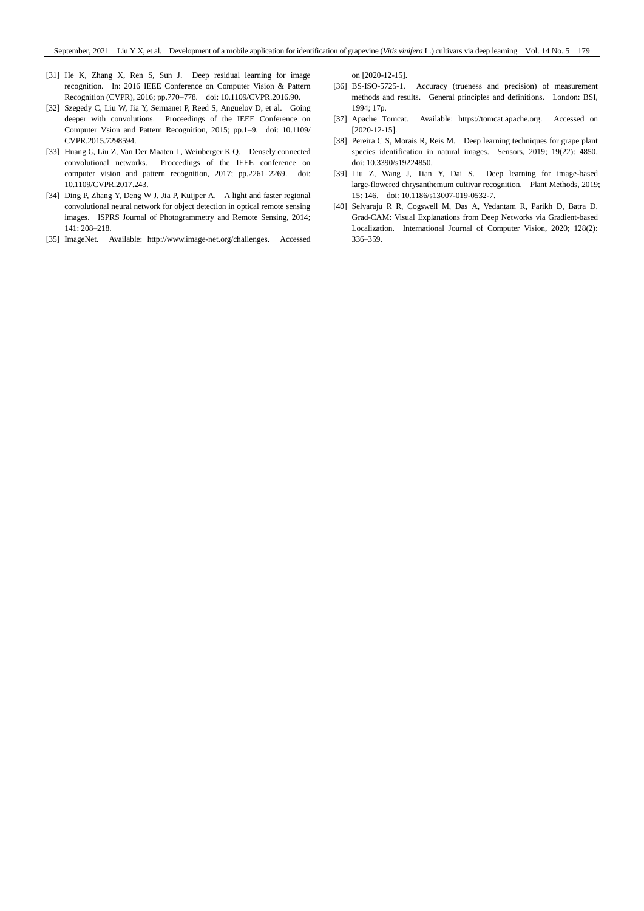[31] He K, Zhang X, Ren S, Sun J. Deep residual learning for image recognition. In: 2016 IEEE Conference on Computer Vision & Pattern Recognition (CVPR), 2016; pp.770–778. doi: 10.1109/CVPR.2016.90.

[32] Szegedy C, Liu W, Jia Y, Sermanet P, Reed S, Anguelov D, et al. Going deeper with convolutions. Proceedings of the IEEE Conference on Computer Vsion and Pattern Recognition, 2015; pp.1–9. doi: 10.1109/CVPR.2015.7298594.

[33] Huang G, Liu Z, Van Der Maaten L, Weinberger K Q. Densely connected convolutional networks. Proceedings of the IEEE conference on computer vision and pattern recognition, 2017; pp.2261–2269. doi: 10.1109/CVPR.2017.243.

[34] Ding P, Zhang Y, Deng W J, Jia P, Kuijper A. A light and faster regional convolutional neural network for object detection in optical remote sensing images. ISPRS Journal of Photogrammetry and Remote Sensing, 2014; 141: 208–218.

[35] ImageNet. Available: http://www.image-net.org/challenges. Accessed on [2020-12-15].

[36] BS-ISO-5725-1. Accuracy (trueness and precision) of measurement methods and results. General principles and definitions. London: BSI, 1994; 17p.

[37] Apache Tomcat. Available: https://tomcat.apache.org. Accessed on [2020-12-15].

[38] Pereira C S, Morais R, Reis M. Deep learning techniques for grape plant species identification in natural images. Sensors, 2019; 19(22): 4850. doi: 10.3390/s19224850.

[39] Liu Z, Wang J, Tian Y, Dai S. Deep learning for image-based large-flowered chrysanthemum cultivar recognition. Plant Methods, 2019; 15: 146. doi: 10.1186/s13007-019-0532-7.

[40] Selvaraju R R, Cogswell M, Das A, Vedantam R, Parikh D, Batra D. Grad-CAM: Visual Explanations from Deep Networks via Gradient-based Localization. International Journal of Computer Vision, 2020; 128(2): 336–359.